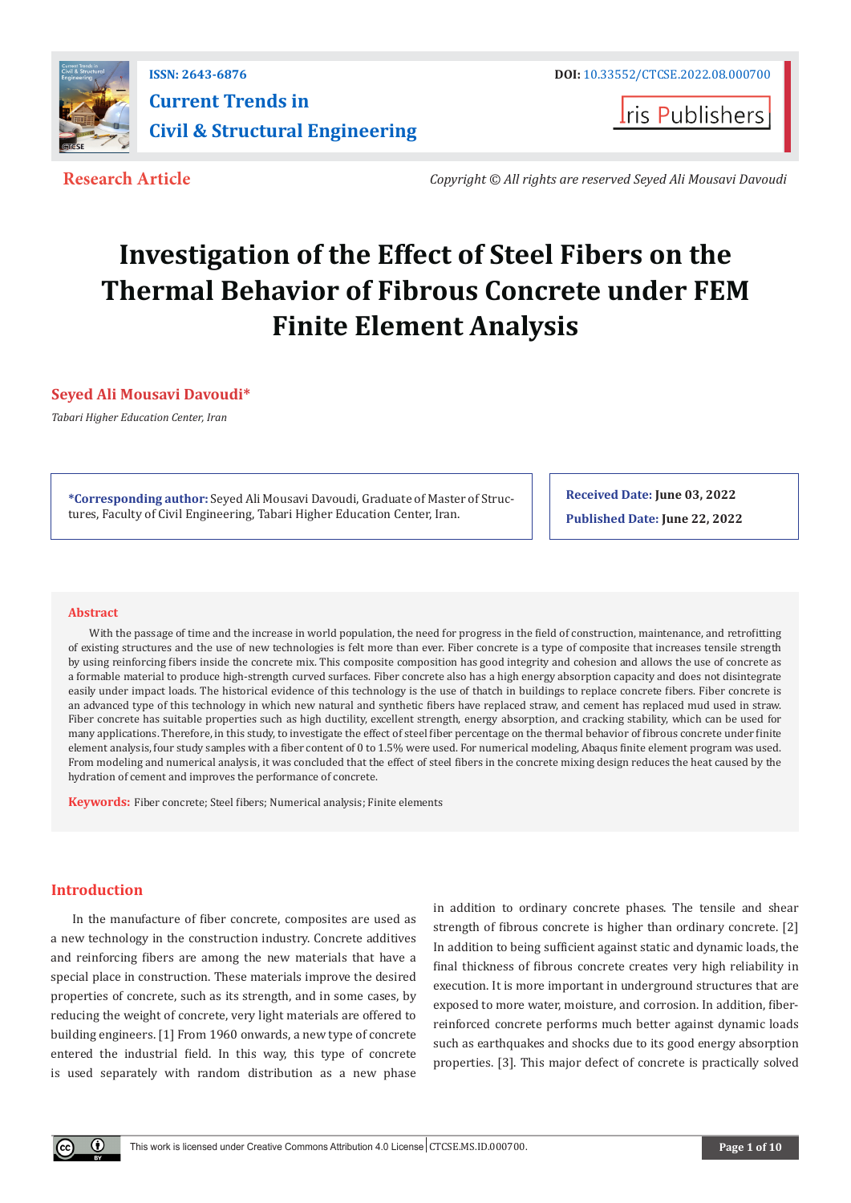ISSN: 2643-6876

DOI: 10.33552/CTCSE.2022.08.000700

**Current Trends in Civil & Structural Engineering**

Iris Publishers

**Research Article**

*Copyright © All rights are reserved Seyed Ali Mousavi Davoudi*

# Investigation of the Effect of Steel Fibers on the Thermal Behavior of Fibrous Concrete under FEM Finite Element Analysis

**Seyed Ali Mousavi Davoudi***

*Tabari Higher Education Center, Iran*

**\*Corresponding author:** Seyed Ali Mousavi Davoudi, Graduate of Master of Structures, Faculty of Civil Engineering, Tabari Higher Education Center, Iran.

**Received Date: June 03, 2022**

**Published Date: June 22, 2022**

## Abstract

With the passage of time and the increase in world population, the need for progress in the field of construction, maintenance, and retrofitting of existing structures and the use of new technologies is felt more than ever. Fiber concrete is a type of composite that increases tensile strength by using reinforcing fibers inside the concrete mix. This composite composition has good integrity and cohesion and allows the use of concrete as a formable material to produce high-strength curved surfaces. Fiber concrete also has a high energy absorption capacity and does not disintegrate easily under impact loads. The historical evidence of this technology is the use of thatch in buildings to replace concrete fibers. Fiber concrete is an advanced type of this technology in which new natural and synthetic fibers have replaced straw, and cement has replaced mud used in straw. Fiber concrete has suitable properties such as high ductility, excellent strength, energy absorption, and cracking stability, which can be used for many applications. Therefore, in this study, to investigate the effect of steel fiber percentage on the thermal behavior of fibrous concrete under finite element analysis, four study samples with a fiber content of 0 to 1.5% were used. For numerical modeling, Abaqus finite element program was used. From modeling and numerical analysis, it was concluded that the effect of steel fibers in the concrete mixing design reduces the heat caused by the hydration of cement and improves the performance of concrete.

**Keywords:** Fiber concrete; Steel fibers; Numerical analysis; Finite elements

## Introduction

In the manufacture of fiber concrete, composites are used as a new technology in the construction industry. Concrete additives and reinforcing fibers are among the new materials that have a special place in construction. These materials improve the desired properties of concrete, such as its strength, and in some cases, by reducing the weight of concrete, very light materials are offered to building engineers. [1] From 1960 onwards, a new type of concrete entered the industrial field. In this way, this type of concrete is used separately with random distribution as a new phase in addition to ordinary concrete phases. The tensile and shear strength of fibrous concrete is higher than ordinary concrete. [2] In addition to being sufficient against static and dynamic loads, the final thickness of fibrous concrete creates very high reliability in execution. It is more important in underground structures that are exposed to more water, moisture, and corrosion. In addition, fiber-reinforced concrete performs much better against dynamic loads such as earthquakes and shocks due to its good energy absorption properties. [3]. This major defect of concrete is practically solved

This work is licensed under Creative Commons Attribution 4.0 License | CTCSE.MS.ID.000700.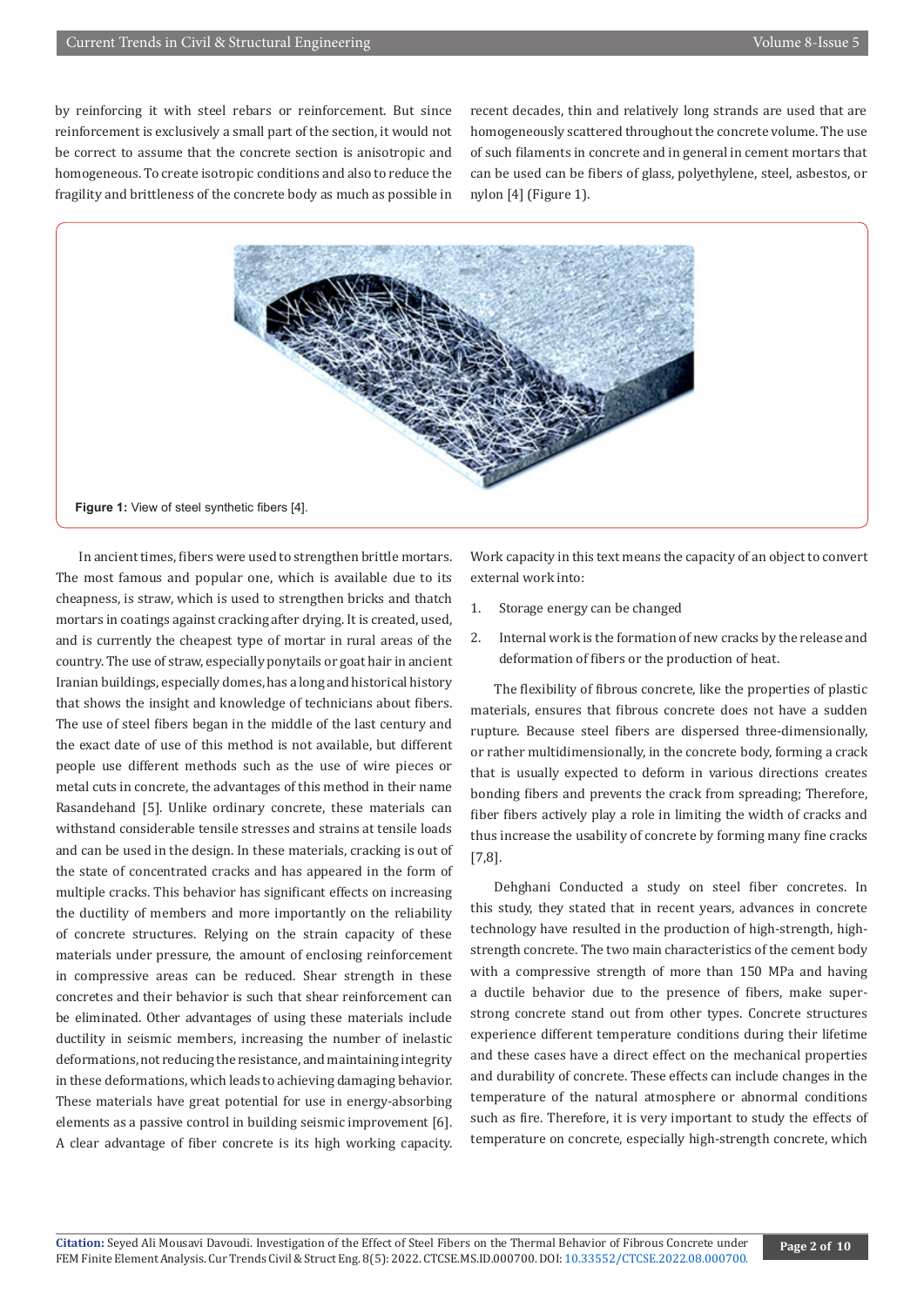by reinforcing it with steel rebars or reinforcement. But since reinforcement is exclusively a small part of the section, it would not be correct to assume that the concrete section is anisotropic and homogeneous. To create isotropic conditions and also to reduce the fragility and brittleness of the concrete body as much as possible in recent decades, thin and relatively long strands are used that are homogeneously scattered throughout the concrete volume. The use of such filaments in concrete and in general in cement mortars that can be used can be fibers of glass, polyethylene, steel, asbestos, or nylon [4] (Figure 1).

**Figure 1:** View of steel synthetic fibers [4].

In ancient times, fibers were used to strengthen brittle mortars. The most famous and popular one, which is available due to its cheapness, is straw, which is used to strengthen bricks and thatch mortars in coatings against cracking after drying. It is created, used, and is currently the cheapest type of mortar in rural areas of the country. The use of straw, especially ponytails or goat hair in ancient Iranian buildings, especially domes, has a long and historical history that shows the insight and knowledge of technicians about fibers. The use of steel fibers began in the middle of the last century and the exact date of use of this method is not available, but different people use different methods such as the use of wire pieces or metal cuts in concrete, the advantages of this method in their name Rasandehand [5]. Unlike ordinary concrete, these materials can withstand considerable tensile stresses and strains at tensile loads and can be used in the design. In these materials, cracking is out of the state of concentrated cracks and has appeared in the form of multiple cracks. This behavior has significant effects on increasing the ductility of members and more importantly on the reliability of concrete structures. Relying on the strain capacity of these materials under pressure, the amount of enclosing reinforcement in compressive areas can be reduced. Shear strength in these concretes and their behavior is such that shear reinforcement can be eliminated. Other advantages of using these materials include ductility in seismic members, increasing the number of inelastic deformations, not reducing the resistance, and maintaining integrity in these deformations, which leads to achieving damaging behavior. These materials have great potential for use in energy-absorbing elements as a passive control in building seismic improvement [6]. A clear advantage of fiber concrete is its high working capacity. Work capacity in this text means the capacity of an object to convert external work into:

1. Storage energy can be changed
2. Internal work is the formation of new cracks by the release and deformation of fibers or the production of heat.

The flexibility of fibrous concrete, like the properties of plastic materials, ensures that fibrous concrete does not have a sudden rupture. Because steel fibers are dispersed three-dimensionally, or rather multidimensionally, in the concrete body, forming a crack that is usually expected to deform in various directions creates bonding fibers and prevents the crack from spreading; Therefore, fiber fibers actively play a role in limiting the width of cracks and thus increase the usability of concrete by forming many fine cracks [7,8].

Dehghani Conducted a study on steel fiber concretes. In this study, they stated that in recent years, advances in concrete technology have resulted in the production of high-strength, high-strength concrete. The two main characteristics of the cement body with a compressive strength of more than 150 MPa and having a ductile behavior due to the presence of fibers, make super-strong concrete stand out from other types. Concrete structures experience different temperature conditions during their lifetime and these cases have a direct effect on the mechanical properties and durability of concrete. These effects can include changes in the temperature of the natural atmosphere or abnormal conditions such as fire. Therefore, it is very important to study the effects of temperature on concrete, especially high-strength concrete, which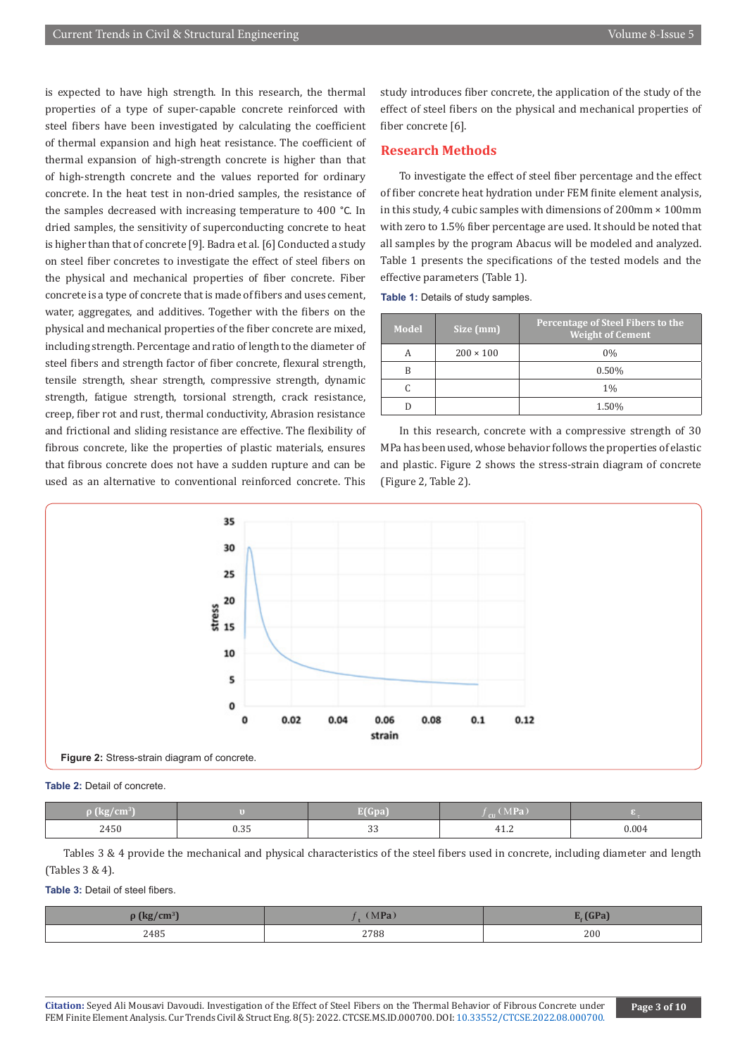is expected to have high strength. In this research, the thermal properties of a type of super-capable concrete reinforced with steel fibers have been investigated by calculating the coefficient of thermal expansion and high heat resistance. The coefficient of thermal expansion of high-strength concrete is higher than that of high-strength concrete and the values reported for ordinary concrete. In the heat test in non-dried samples, the resistance of the samples decreased with increasing temperature to 400 °C. In dried samples, the sensitivity of superconducting concrete to heat is higher than that of concrete [9]. Badra et al. [6] Conducted a study on steel fiber concretes to investigate the effect of steel fibers on the physical and mechanical properties of fiber concrete. Fiber concrete is a type of concrete that is made of fibers and uses cement, water, aggregates, and additives. Together with the fibers on the physical and mechanical properties of the fiber concrete are mixed, including strength. Percentage and ratio of length to the diameter of steel fibers and strength factor of fiber concrete, flexural strength, tensile strength, shear strength, compressive strength, dynamic strength, fatigue strength, torsional strength, crack resistance, creep, fiber rot and rust, thermal conductivity, Abrasion resistance and frictional and sliding resistance are effective. The flexibility of fibrous concrete, like the properties of plastic materials, ensures that fibrous concrete does not have a sudden rupture and can be used as an alternative to conventional reinforced concrete. This study introduces fiber concrete, the application of the study of the effect of steel fibers on the physical and mechanical properties of fiber concrete [6].

## Research Methods

To investigate the effect of steel fiber percentage and the effect of fiber concrete heat hydration under FEM finite element analysis, in this study, 4 cubic samples with dimensions of 200mm × 100mm with zero to 1.5% fiber percentage are used. It should be noted that all samples by the program Abacus will be modeled and analyzed. Table 1 presents the specifications of the tested models and the effective parameters (Table 1).

**Table 1:** Details of study samples.

| Model | Size (mm) | Percentage of Steel Fibers to the Weight of Cement |
|---|---|---|
| A | 200 × 100 | 0% |
| B | | 0.50% |
| C | | 1% |
| D | | 1.50% |

In this research, concrete with a compressive strength of 30 MPa has been used, whose behavior follows the properties of elastic and plastic. Figure 2 shows the stress-strain diagram of concrete (Figure 2, Table 2).

**Figure 2:** Stress-strain diagram of concrete.

**Table 2:** Detail of concrete.

| ρ (kg/cm³) | υ | E(Gpa) | $f_{cu}$ (MPa) | $\varepsilon_c$ |
|---|---|---|---|---|
| 2450 | 0.35 | 33 | 41.2 | 0.004 |

Tables 3 & 4 provide the mechanical and physical characteristics of the steel fibers used in concrete, including diameter and length (Tables 3 & 4).

**Table 3:** Detail of steel fibers.

| ρ (kg/cm³) | $f_t$ (MPa) | $E_f$ (GPa) |
|---|---|---|
| 2485 | 2788 | 200 |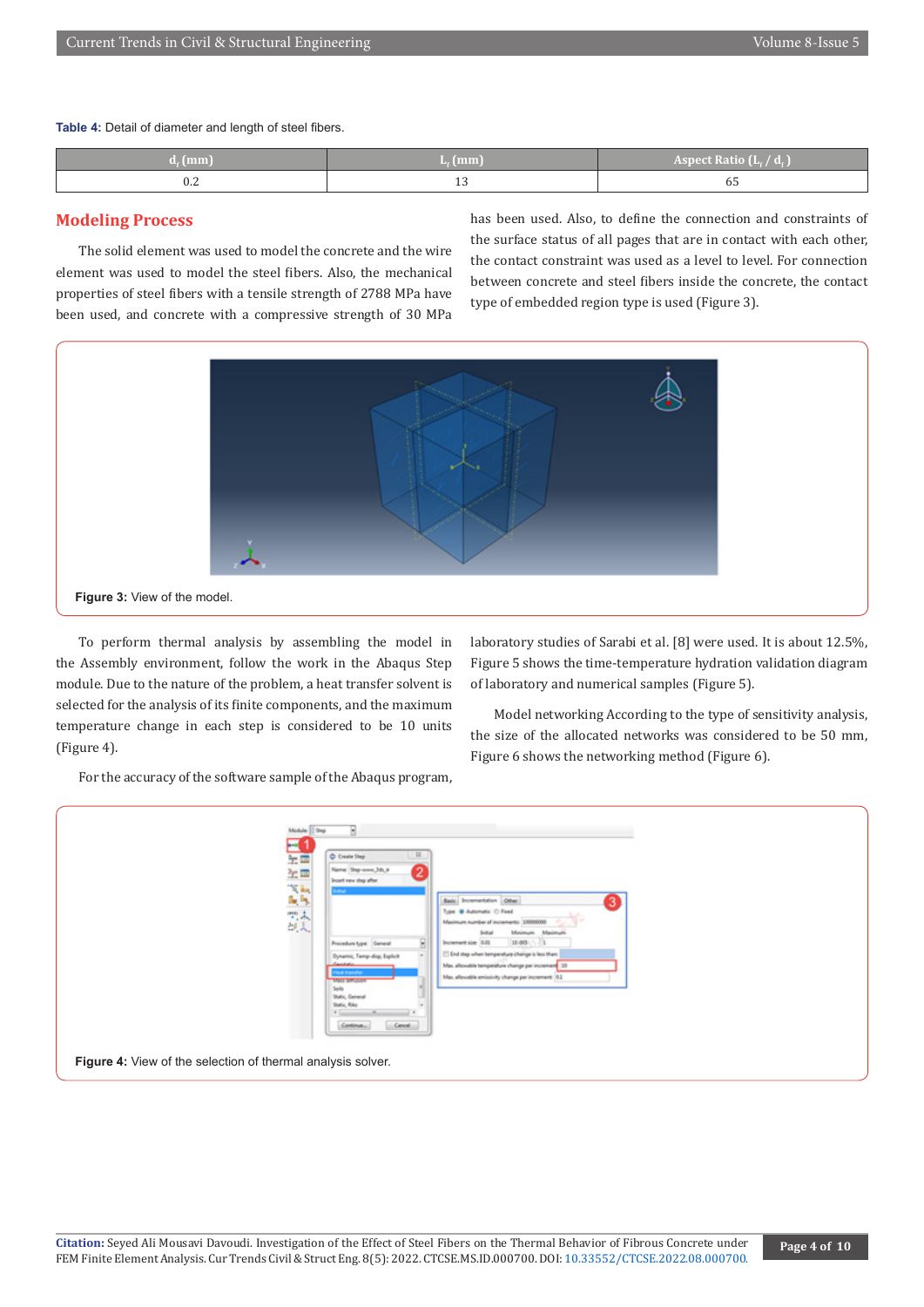**Table 4:** Detail of diameter and length of steel fibers.

| $d_f$ (mm) | $L_f$ (mm) | Aspect Ratio ($L_f$ / $d_f$ ) |
|---|---|---|
| 0.2 | 13 | 65 |

## Modeling Process

The solid element was used to model the concrete and the wire element was used to model the steel fibers. Also, the mechanical properties of steel fibers with a tensile strength of 2788 MPa have been used, and concrete with a compressive strength of 30 MPa has been used. Also, to define the connection and constraints of the surface status of all pages that are in contact with each other, the contact constraint was used as a level to level. For connection between concrete and steel fibers inside the concrete, the contact type of embedded region type is used (Figure 3).

**Figure 3:** View of the model.

To perform thermal analysis by assembling the model in the Assembly environment, follow the work in the Abaqus Step module. Due to the nature of the problem, a heat transfer solvent is selected for the analysis of its finite components, and the maximum temperature change in each step is considered to be 10 units (Figure 4).

For the accuracy of the software sample of the Abaqus program, laboratory studies of Sarabi et al. [8] were used. It is about 12.5%, Figure 5 shows the time-temperature hydration validation diagram of laboratory and numerical samples (Figure 5).

Model networking According to the type of sensitivity analysis, the size of the allocated networks was considered to be 50 mm, Figure 6 shows the networking method (Figure 6).

**Figure 4:** View of the selection of thermal analysis solver.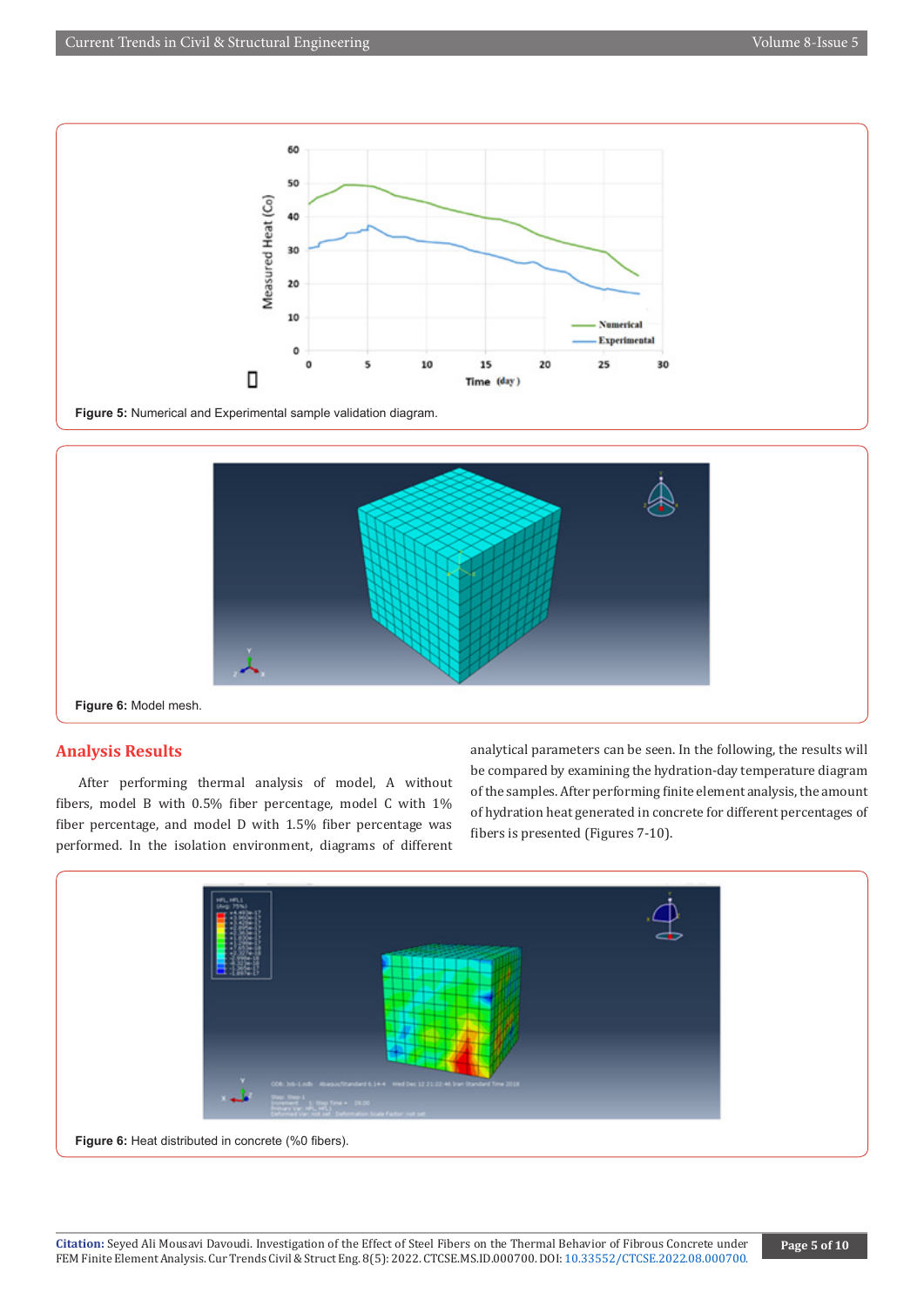Figure 5: Numerical and Experimental sample validation diagram.

Figure 6: Model mesh.

## Analysis Results

After performing thermal analysis of model, A without fibers, model B with 0.5% fiber percentage, model C with 1% fiber percentage, and model D with 1.5% fiber percentage was performed. In the isolation environment, diagrams of different analytical parameters can be seen. In the following, the results will be compared by examining the hydration-day temperature diagram of the samples. After performing finite element analysis, the amount of hydration heat generated in concrete for different percentages of fibers is presented (Figures 7-10).

Figure 6: Heat distributed in concrete (%0 fibers).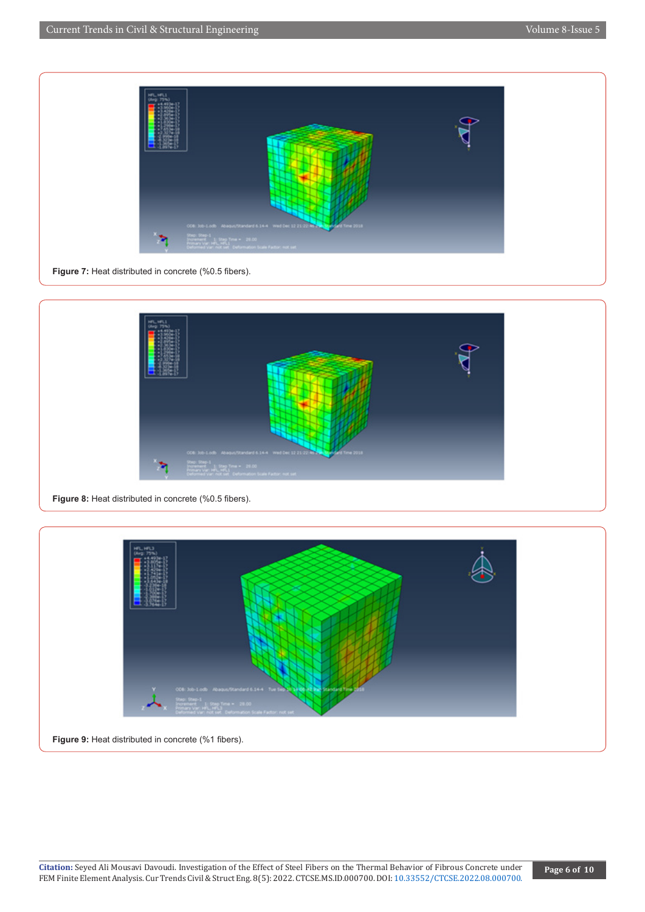**Figure 7:** Heat distributed in concrete (%0.5 fibers).

**Figure 8:** Heat distributed in concrete (%0.5 fibers).

**Figure 9:** Heat distributed in concrete (%1 fibers).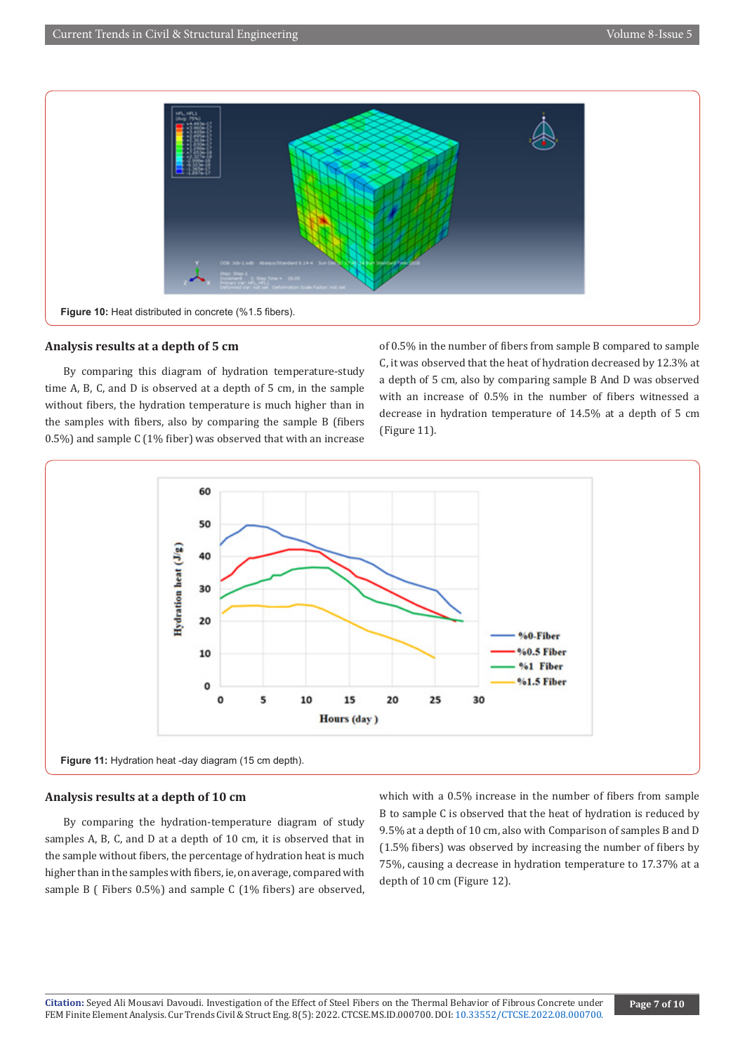Figure 10: Heat distributed in concrete (%1.5 fibers).

### Analysis results at a depth of 5 cm

By comparing this diagram of hydration temperature-study time A, B, C, and D is observed at a depth of 5 cm, in the sample without fibers, the hydration temperature is much higher than in the samples with fibers, also by comparing the sample B (fibers 0.5%) and sample C (1% fiber) was observed that with an increase of 0.5% in the number of fibers from sample B compared to sample C, it was observed that the heat of hydration decreased by 12.3% at a depth of 5 cm, also by comparing sample B And D was observed with an increase of 0.5% in the number of fibers witnessed a decrease in hydration temperature of 14.5% at a depth of 5 cm (Figure 11).

Figure 11: Hydration heat -day diagram (15 cm depth).

### Analysis results at a depth of 10 cm

By comparing the hydration-temperature diagram of study samples A, B, C, and D at a depth of 10 cm, it is observed that in the sample without fibers, the percentage of hydration heat is much higher than in the samples with fibers, ie, on average, compared with sample B ( Fibers 0.5%) and sample C (1% fibers) are observed, which with a 0.5% increase in the number of fibers from sample B to sample C is observed that the heat of hydration is reduced by 9.5% at a depth of 10 cm, also with Comparison of samples B and D (1.5% fibers) was observed by increasing the number of fibers by 75%, causing a decrease in hydration temperature to 17.37% at a depth of 10 cm (Figure 12).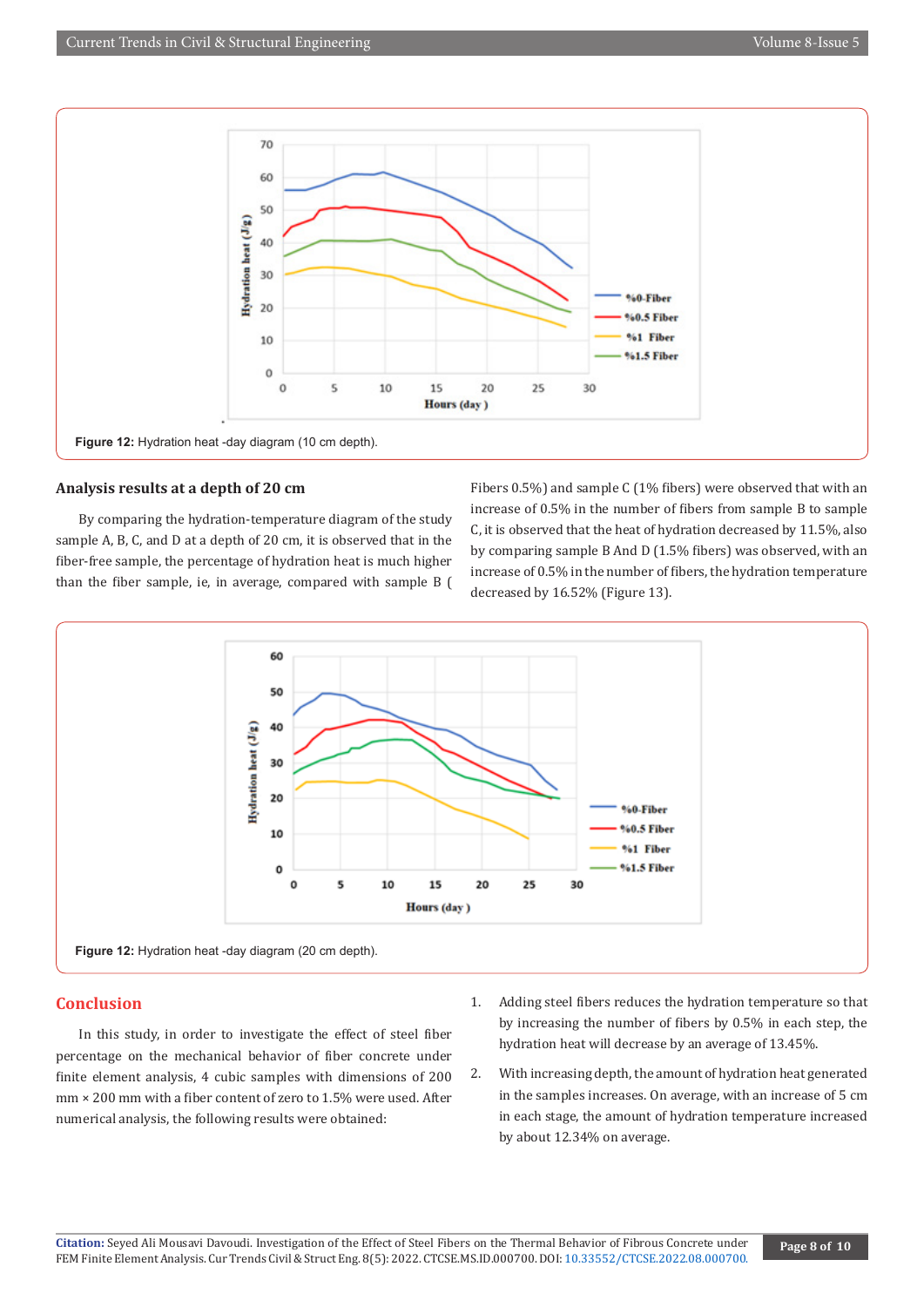Figure 12: Hydration heat -day diagram (10 cm depth).

### Analysis results at a depth of 20 cm

By comparing the hydration-temperature diagram of the study sample A, B, C, and D at a depth of 20 cm, it is observed that in the fiber-free sample, the percentage of hydration heat is much higher than the fiber sample, ie, in average, compared with sample B ( Fibers 0.5%) and sample C (1% fibers) were observed that with an increase of 0.5% in the number of fibers from sample B to sample C, it is observed that the heat of hydration decreased by 11.5%, also by comparing sample B And D (1.5% fibers) was observed, with an increase of 0.5% in the number of fibers, the hydration temperature decreased by 16.52% (Figure 13).

Figure 12: Hydration heat -day diagram (20 cm depth).

## Conclusion

In this study, in order to investigate the effect of steel fiber percentage on the mechanical behavior of fiber concrete under finite element analysis, 4 cubic samples with dimensions of 200 mm × 200 mm with a fiber content of zero to 1.5% were used. After numerical analysis, the following results were obtained:

1. Adding steel fibers reduces the hydration temperature so that by increasing the number of fibers by 0.5% in each step, the hydration heat will decrease by an average of 13.45%.
2. With increasing depth, the amount of hydration heat generated in the samples increases. On average, with an increase of 5 cm in each stage, the amount of hydration temperature increased by about 12.34% on average.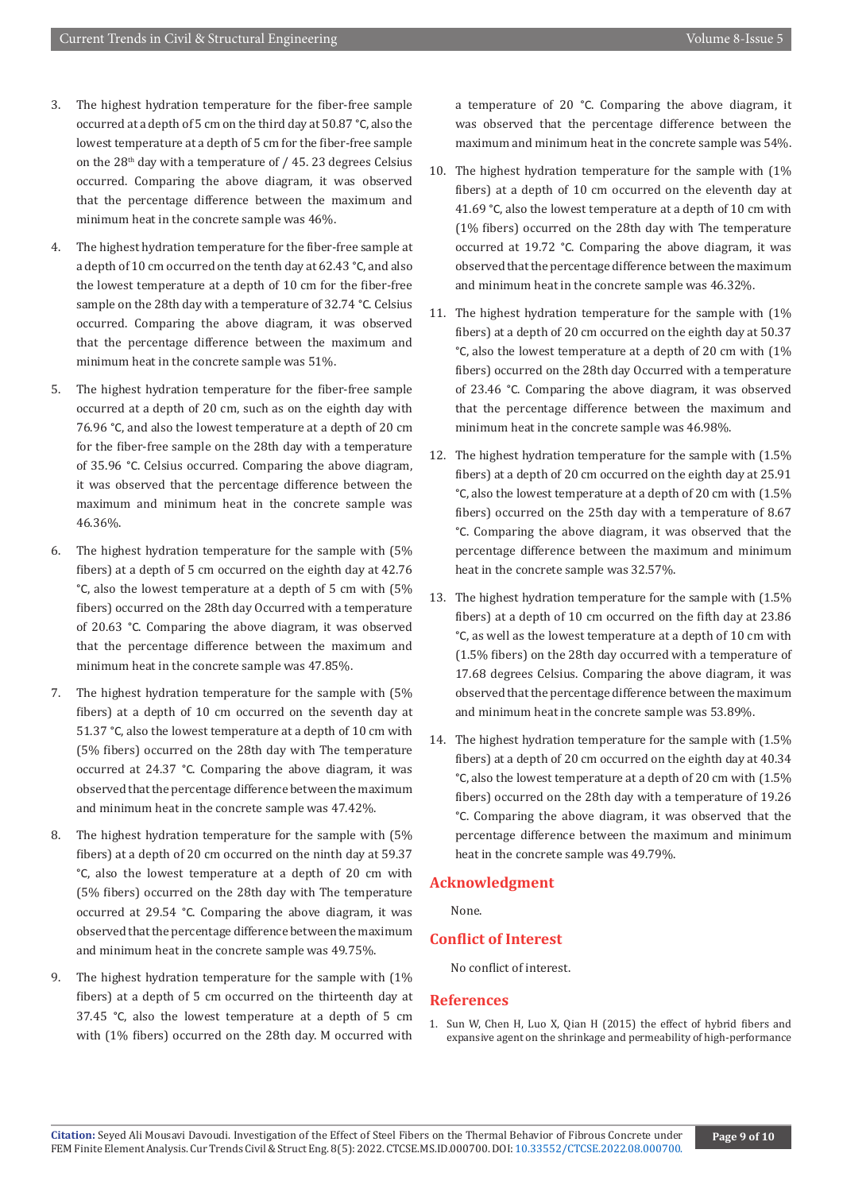3. The highest hydration temperature for the fiber-free sample occurred at a depth of 5 cm on the third day at 50.87 °C, also the lowest temperature at a depth of 5 cm for the fiber-free sample on the 28th day with a temperature of / 45. 23 degrees Celsius occurred. Comparing the above diagram, it was observed that the percentage difference between the maximum and minimum heat in the concrete sample was 46%.
4. The highest hydration temperature for the fiber-free sample at a depth of 10 cm occurred on the tenth day at 62.43 °C, and also the lowest temperature at a depth of 10 cm for the fiber-free sample on the 28th day with a temperature of 32.74 °C. Celsius occurred. Comparing the above diagram, it was observed that the percentage difference between the maximum and minimum heat in the concrete sample was 51%.
5. The highest hydration temperature for the fiber-free sample occurred at a depth of 20 cm, such as on the eighth day with 76.96 °C, and also the lowest temperature at a depth of 20 cm for the fiber-free sample on the 28th day with a temperature of 35.96 °C. Celsius occurred. Comparing the above diagram, it was observed that the percentage difference between the maximum and minimum heat in the concrete sample was 46.36%.
6. The highest hydration temperature for the sample with (5% fibers) at a depth of 5 cm occurred on the eighth day at 42.76 °C, also the lowest temperature at a depth of 5 cm with (5% fibers) occurred on the 28th day Occurred with a temperature of 20.63 °C. Comparing the above diagram, it was observed that the percentage difference between the maximum and minimum heat in the concrete sample was 47.85%.
7. The highest hydration temperature for the sample with (5% fibers) at a depth of 10 cm occurred on the seventh day at 51.37 °C, also the lowest temperature at a depth of 10 cm with (5% fibers) occurred on the 28th day with The temperature occurred at 24.37 °C. Comparing the above diagram, it was observed that the percentage difference between the maximum and minimum heat in the concrete sample was 47.42%.
8. The highest hydration temperature for the sample with (5% fibers) at a depth of 20 cm occurred on the ninth day at 59.37 °C, also the lowest temperature at a depth of 20 cm with (5% fibers) occurred on the 28th day with The temperature occurred at 29.54 °C. Comparing the above diagram, it was observed that the percentage difference between the maximum and minimum heat in the concrete sample was 49.75%.
9. The highest hydration temperature for the sample with (1% fibers) at a depth of 5 cm occurred on the thirteenth day at 37.45 °C, also the lowest temperature at a depth of 5 cm with (1% fibers) occurred on the 28th day. M occurred with a temperature of 20 °C. Comparing the above diagram, it was observed that the percentage difference between the maximum and minimum heat in the concrete sample was 54%.
10. The highest hydration temperature for the sample with (1% fibers) at a depth of 10 cm occurred on the eleventh day at 41.69 °C, also the lowest temperature at a depth of 10 cm with (1% fibers) occurred on the 28th day with The temperature occurred at 19.72 °C. Comparing the above diagram, it was observed that the percentage difference between the maximum and minimum heat in the concrete sample was 46.32%.
11. The highest hydration temperature for the sample with (1% fibers) at a depth of 20 cm occurred on the eighth day at 50.37 °C, also the lowest temperature at a depth of 20 cm with (1% fibers) occurred on the 28th day Occurred with a temperature of 23.46 °C. Comparing the above diagram, it was observed that the percentage difference between the maximum and minimum heat in the concrete sample was 46.98%.
12. The highest hydration temperature for the sample with (1.5% fibers) at a depth of 20 cm occurred on the eighth day at 25.91 °C, also the lowest temperature at a depth of 20 cm with (1.5% fibers) occurred on the 25th day with a temperature of 8.67 °C. Comparing the above diagram, it was observed that the percentage difference between the maximum and minimum heat in the concrete sample was 32.57%.
13. The highest hydration temperature for the sample with (1.5% fibers) at a depth of 10 cm occurred on the fifth day at 23.86 °C, as well as the lowest temperature at a depth of 10 cm with (1.5% fibers) on the 28th day occurred with a temperature of 17.68 degrees Celsius. Comparing the above diagram, it was observed that the percentage difference between the maximum and minimum heat in the concrete sample was 53.89%.
14. The highest hydration temperature for the sample with (1.5% fibers) at a depth of 20 cm occurred on the eighth day at 40.34 °C, also the lowest temperature at a depth of 20 cm with (1.5% fibers) occurred on the 28th day with a temperature of 19.26 °C. Comparing the above diagram, it was observed that the percentage difference between the maximum and minimum heat in the concrete sample was 49.79%.

## Acknowledgment

None.

## Conflict of Interest

No conflict of interest.

## References

1. Sun W, Chen H, Luo X, Qian H (2015) the effect of hybrid fibers and expansive agent on the shrinkage and permeability of high-performance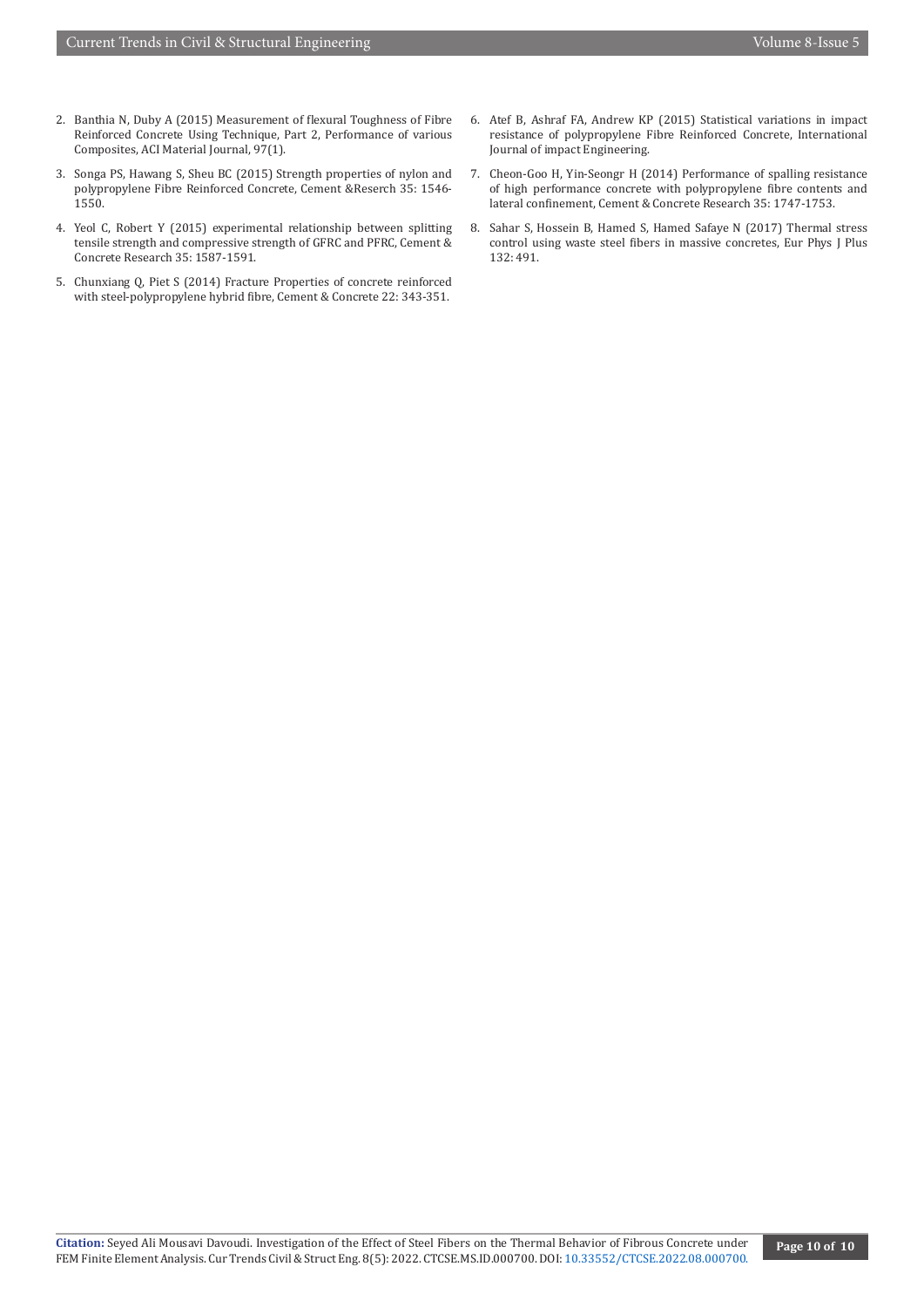2. Banthia N, Duby A (2015) Measurement of flexural Toughness of Fibre Reinforced Concrete Using Technique, Part 2, Performance of various Composites, ACI Material Journal, 97(1).
3. Songa PS, Hawang S, Sheu BC (2015) Strength properties of nylon and polypropylene Fibre Reinforced Concrete, Cement &Reserch 35: 1546-1550.
4. Yeol C, Robert Y (2015) experimental relationship between splitting tensile strength and compressive strength of GFRC and PFRC, Cement & Concrete Research 35: 1587-1591.
5. Chunxiang Q, Piet S (2014) Fracture Properties of concrete reinforced with steel-polypropylene hybrid fibre, Cement & Concrete 22: 343-351.
6. Atef B, Ashraf FA, Andrew KP (2015) Statistical variations in impact resistance of polypropylene Fibre Reinforced Concrete, International Journal of impact Engineering.
7. Cheon-Goo H, Yin-Seongr H (2014) Performance of spalling resistance of high performance concrete with polypropylene fibre contents and lateral confinement, Cement & Concrete Research 35: 1747-1753.
8. Sahar S, Hossein B, Hamed S, Hamed Safaye N (2017) Thermal stress control using waste steel fibers in massive concretes, Eur Phys J Plus 132: 491.